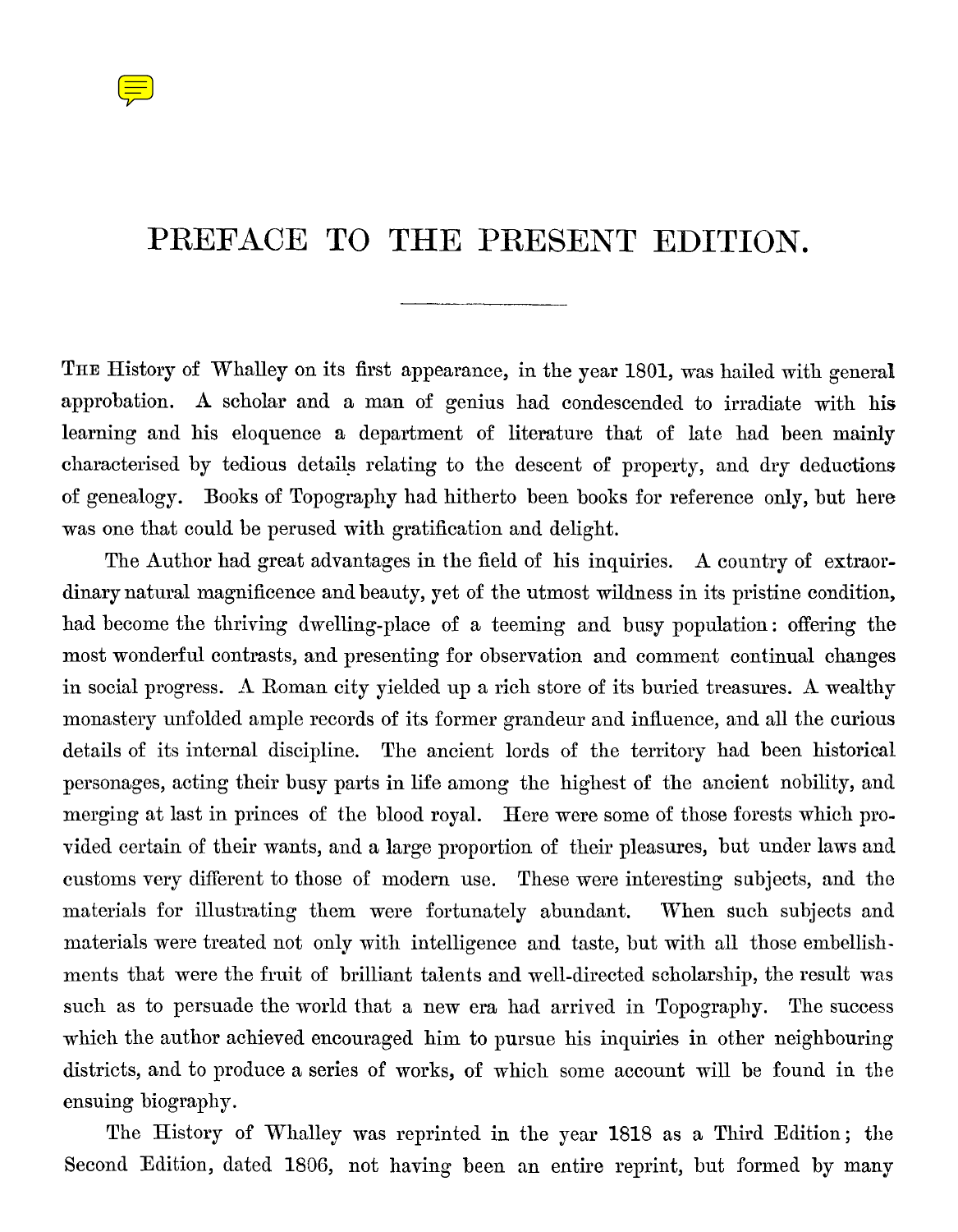# PREFACE TO THE PRESENT EDITION.

The History of Whalley on its first appearance, in the year 1801, was hailed with general approbation. A scholar and a man of genius had condescended to irradiate with his learning and his eloquence a department of literature that of late had been mainly characterised by tedious details relating to the descent of property, and dry deductions of genealogy. Books of Topography had hitherto been books for reference only, but here was one that could be perused with gratification and delight.

The Author had great advantages in the field of his inquiries. A country of extraordinary natural magnificence and beauty, yet of the utmost wildness in its pristine condition, had become the thriving dwelling-place of a teeming and busy population: offering the most wonderful contrasts, and presenting for observation and comment continual changes in social progress. A Roman city yielded up a rich store of its buried treasures. A wealthy monastery unfolded ample records of its former grandeur and influence, and all the curious details of its internal discipline. The ancient lords of the territory had been historical personages, acting their busy parts in life among the highest of the ancient nobility, and merging at last in princes of the blood royal. Here were some of those forests which provided certain of their wants, and a large proportion of their pleasures, but under laws and customs very different to those of modern use. These were interesting subjects, and the materials for illustrating them were fortunately abundant. When such subjects and materials were treated not only with intelligence and taste, but with all those embellishments that were the fruit of brilliant talents and well-directed scholarship, the result was such as to persuade the world that a new era had arrived in Topography. The success which the author achieved encouraged him to pursue his inquiries in other neighbouring districts, and to produce a series of works, of which some account will be found in the ensuing biography.

The History of Whalley was reprinted in the year 1818 as a Third Edition; the Second Edition, dated 1806, not having been an entire reprint, but formed by many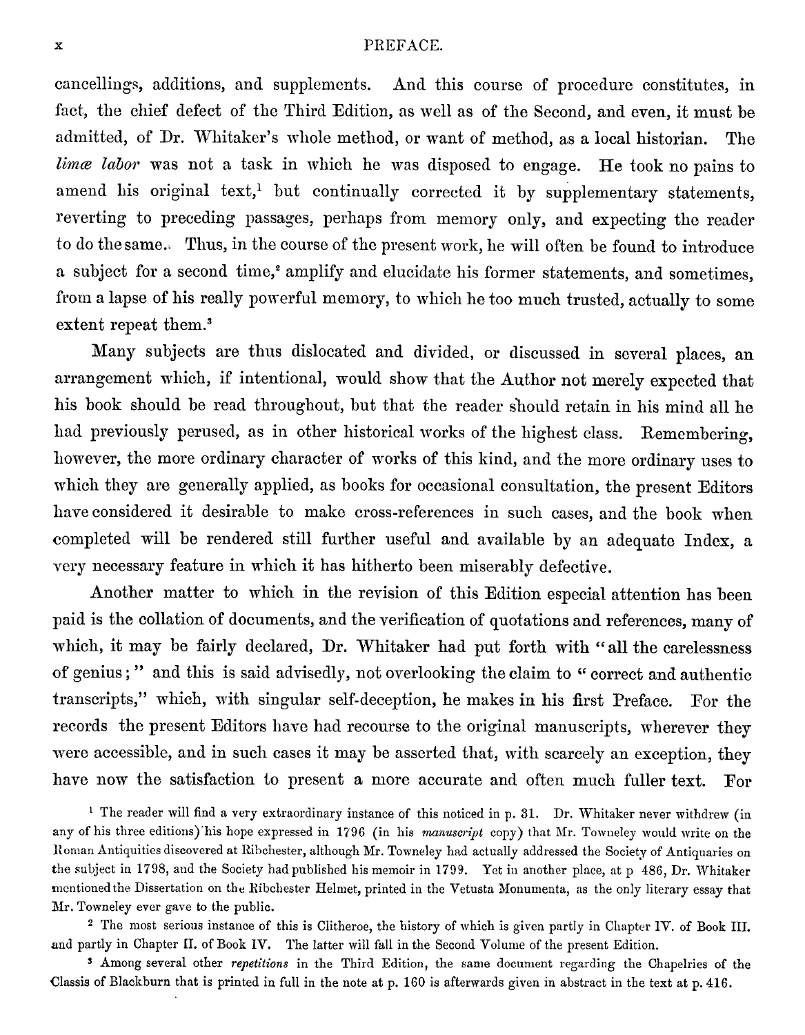cancellings, additions, and supplements. And this course of procedure constitutes, in fact, the chief defect of the Third Edition, as well as of the Second, and even, it must be admitted, of Dr. Whitaker's whole method, or want of method, as a local historian. The *limæ labor* was not a task in which he was disposed to engage. He took no pains to amend his original text,[1] but continually corrected it by supplementary statements, reverting to preceding passages, perhaps from memory only, and expecting the reader to do the same. Thus, in the course of the present work, he will often be found to introduce a subject for a second time,[2] amplify and elucidate his former statements, and sometimes, from a lapse of his really powerful memory, to which he too much trusted, actually to some extent repeat them.[3]

Many subjects are thus dislocated and divided, or discussed in several places, an arrangement which, if intentional, would show that the Author not merely expected that his book should be read throughout, but that the reader should retain in his mind all he had previously perused, as in other historical works of the highest class. Remembering, however, the more ordinary character of works of this kind, and the more ordinary uses to which they are generally applied, as books for occasional consultation, the present Editors have considered it desirable to make cross-references in such cases, and the book when completed will be rendered still further useful and available by an adequate Index, a very necessary feature in which it has hitherto been miserably defective.

Another matter to which in the revision of this Edition especial attention has been paid is the collation of documents, and the verification of quotations and references, many of which, it may be fairly declared, Dr. Whitaker had put forth with "all the carelessness of genius;" and this is said advisedly, not overlooking the claim to "correct and authentic transcripts," which, with singular self-deception, he makes in his first Preface. For the records the present Editors have had recourse to the original manuscripts, wherever they were accessible, and in such cases it may be asserted that, with scarcely an exception, they have now the satisfaction to present a more accurate and often much fuller text. For

[1] The reader will find a very extraordinary instance of this noticed in p. 31. Dr. Whitaker never withdrew (in any of his three editions) his hope expressed in 1796 (in his *manuscript* copy) that Mr. Towneley would write on the Roman Antiquities discovered at Ribchester, although Mr. Towneley had actually addressed the Society of Antiquaries on the subject in 1798, and the Society had published his memoir in 1799. Yet in another place, at p 486, Dr. Whitaker mentioned the Dissertation on the Ribchester Helmet, printed in the Vetusta Monumenta, as the only literary essay that Mr. Towneley ever gave to the public.

[2] The most serious instance of this is Clitheroe, the history of which is given partly in Chapter IV. of Book III. and partly in Chapter II. of Book IV. The latter will fall in the Second Volume of the present Edition.

[3] Among several other *repetitions* in the Third Edition, the same document regarding the Chapelries of the Classis of Blackburn that is printed in full in the note at p. 160 is afterwards given in abstract in the text at p. 416.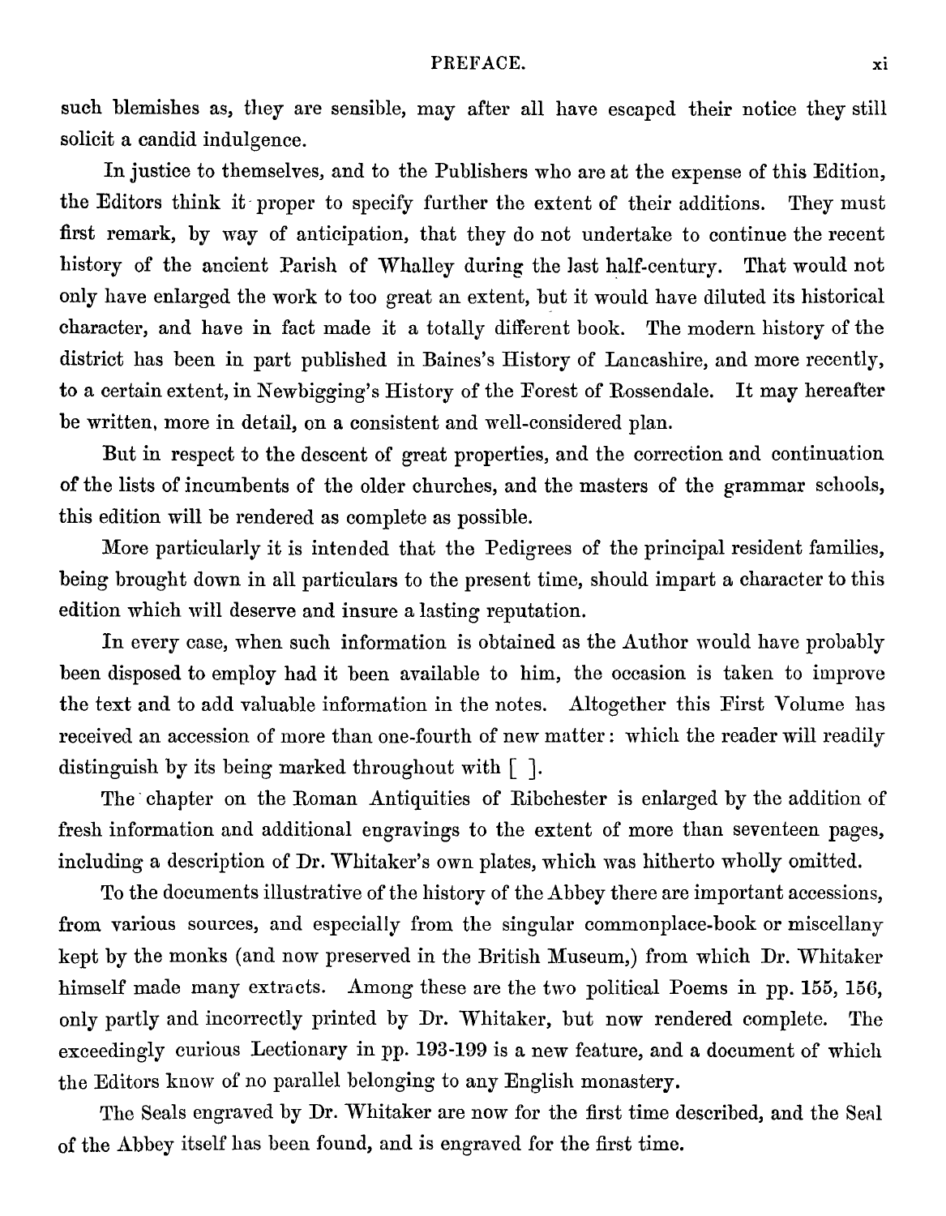such blemishes as, they are sensible, may after all have escaped their notice they still solicit a candid indulgence.

In justice to themselves, and to the Publishers who are at the expense of this Edition, the Editors think it proper to specify further the extent of their additions. They must first remark, by way of anticipation, that they do not undertake to continue the recent history of the ancient Parish of Whalley during the last half-century. That would not only have enlarged the work to too great an extent, but it would have diluted its historical character, and have in fact made it a totally different book. The modern history of the district has been in part published in Baines's History of Lancashire, and more recently, to a certain extent, in Newbigging's History of the Forest of Rossendale. It may hereafter be written, more in detail, on a consistent and well-considered plan.

But in respect to the descent of great properties, and the correction and continuation of the lists of incumbents of the older churches, and the masters of the grammar schools, this edition will be rendered as complete as possible.

More particularly it is intended that the Pedigrees of the principal resident families, being brought down in all particulars to the present time, should impart a character to this edition which will deserve and insure a lasting reputation.

In every case, when such information is obtained as the Author would have probably been disposed to employ had it been available to him, the occasion is taken to improve the text and to add valuable information in the notes. Altogether this First Volume has received an accession of more than one-fourth of new matter: which the reader will readily distinguish by its being marked throughout with [ ].

The chapter on the Roman Antiquities of Ribchester is enlarged by the addition of fresh information and additional engravings to the extent of more than seventeen pages, including a description of Dr. Whitaker's own plates, which was hitherto wholly omitted.

To the documents illustrative of the history of the Abbey there are important accessions, from various sources, and especially from the singular commonplace-book or miscellany kept by the monks (and now preserved in the British Museum,) from which Dr. Whitaker himself made many extracts. Among these are the two political Poems in pp. 155, 156, only partly and incorrectly printed by Dr. Whitaker, but now rendered complete. The exceedingly curious Lectionary in pp. 193-199 is a new feature, and a document of which the Editors know of no parallel belonging to any English monastery.

The Seals engraved by Dr. Whitaker are now for the first time described, and the Seal of the Abbey itself has been found, and is engraved for the first time.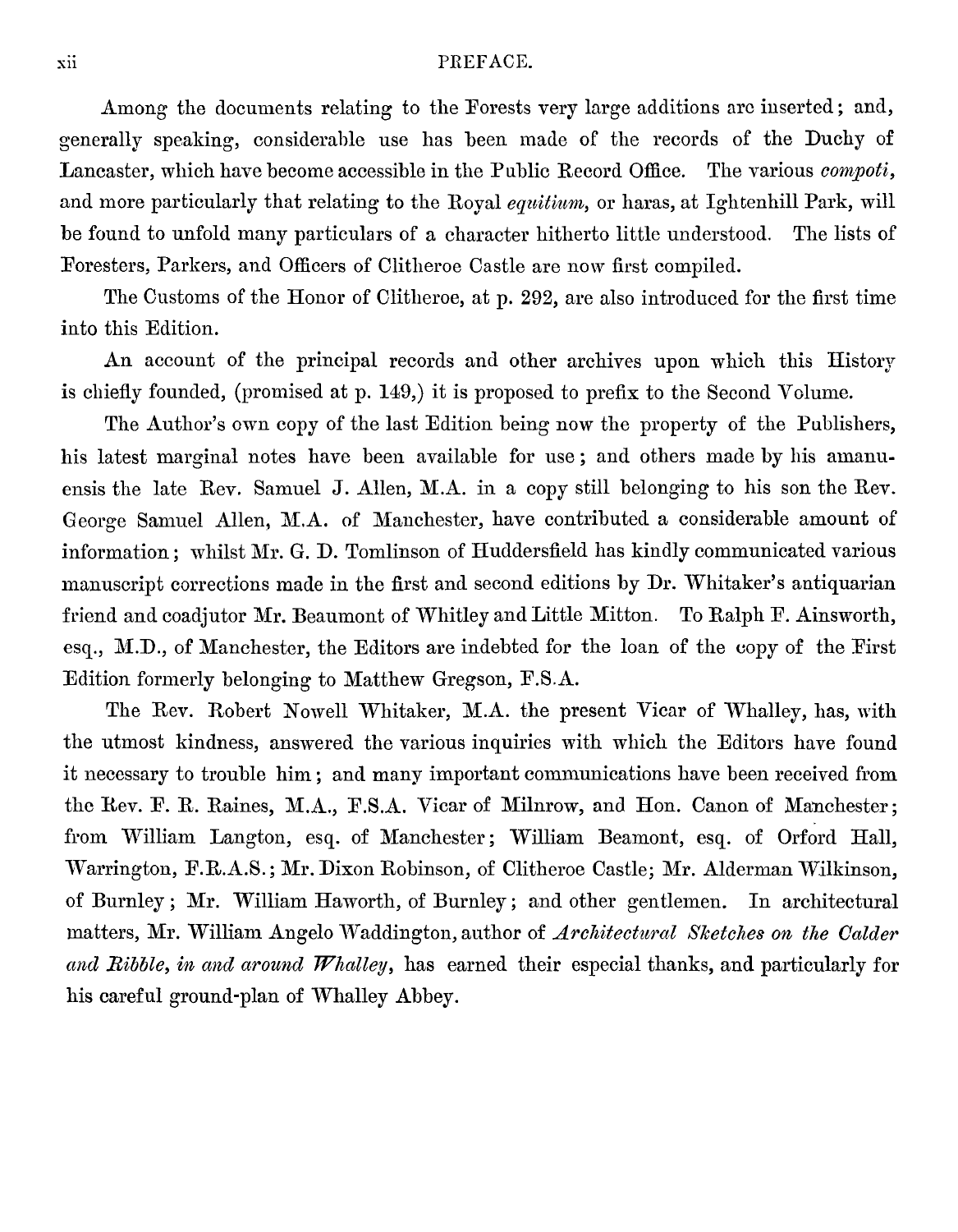Among the documents relating to the Forests very large additions are inserted; and, generally speaking, considerable use has been made of the records of the Duchy of Lancaster, which have become accessible in the Public Record Office. The various *compoti*, and more particularly that relating to the Royal *equitium*, or haras, at Ightenhill Park, will be found to unfold many particulars of a character hitherto little understood. The lists of Foresters, Parkers, and Officers of Clitheroe Castle are now first compiled.

The Customs of the Honor of Clitheroe, at p. 292, are also introduced for the first time into this Edition.

An account of the principal records and other archives upon which this History is chiefly founded, (promised at p. 149,) it is proposed to prefix to the Second Volume.

The Author's own copy of the last Edition being now the property of the Publishers, his latest marginal notes have been available for use; and others made by his amanuensis the late Rev. Samuel J. Allen, M.A. in a copy still belonging to his son the Rev. George Samuel Allen, M.A. of Manchester, have contributed a considerable amount of information; whilst Mr. G. D. Tomlinson of Huddersfield has kindly communicated various manuscript corrections made in the first and second editions by Dr. Whitaker's antiquarian friend and coadjutor Mr. Beaumont of Whitley and Little Mitton. To Ralph F. Ainsworth, esq., M.D., of Manchester, the Editors are indebted for the loan of the copy of the First Edition formerly belonging to Matthew Gregson, F.S.A.

The Rev. Robert Nowell Whitaker, M.A. the present Vicar of Whalley, has, with the utmost kindness, answered the various inquiries with which the Editors have found it necessary to trouble him; and many important communications have been received from the Rev. F. R. Raines, M.A., F.S.A. Vicar of Milnrow, and Hon. Canon of Manchester; from William Langton, esq. of Manchester; William Beamont, esq. of Orford Hall, Warrington, F.R.A.S.; Mr. Dixon Robinson, of Clitheroe Castle; Mr. Alderman Wilkinson, of Burnley; Mr. William Haworth, of Burnley; and other gentlemen. In architectural matters, Mr. William Angelo Waddington, author of *Architectural Sketches on the Calder and Ribble, in and around Whalley*, has earned their especial thanks, and particularly for his careful ground-plan of Whalley Abbey.